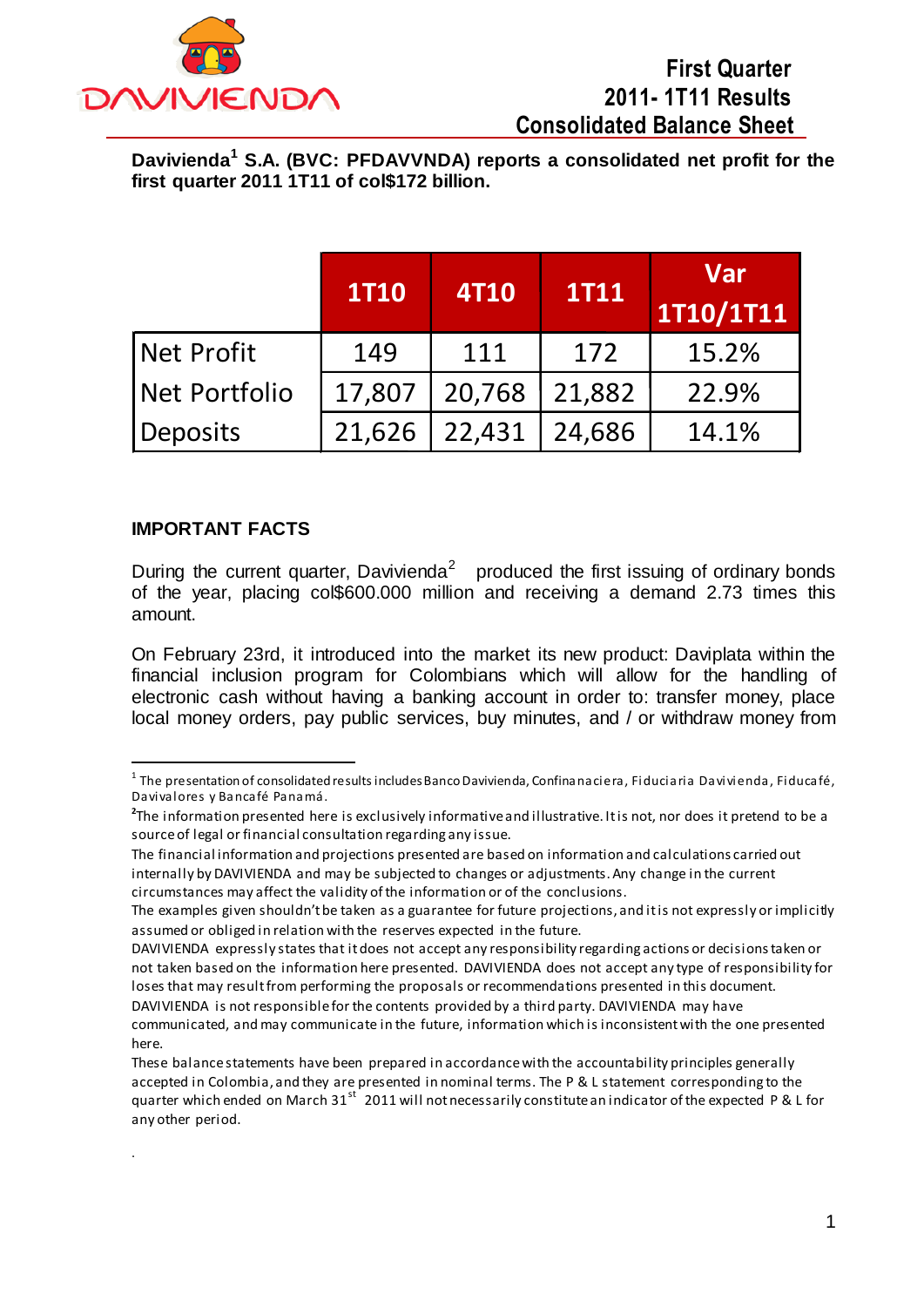# First Quarter 2011- 1T11 Results Consolidated Balance Sheet

**Davivienda[1] S.A. (BVC: PFDAVVNDA) reports a consolidated net profit for the first quarter 2011 1T11 of col$172 billion.**

| | 1T10 | 4T10 | 1T11 | Var 1T10/1T11 |
|---|---|---|---|---|
| Net Profit | 149 | 111 | 172 | 15.2% |
| Net Portfolio | 17,807 | 20,768 | 21,882 | 22.9% |
| Deposits | 21,626 | 22,431 | 24,686 | 14.1% |

## IMPORTANT FACTS

During the current quarter, Davivienda[2] produced the first issuing of ordinary bonds of the year, placing col$600.000 million and receiving a demand 2.73 times this amount.

On February 23rd, it introduced into the market its new product: Daviplata within the financial inclusion program for Colombians which will allow for the handling of electronic cash without having a banking account in order to: transfer money, place local money orders, pay public services, buy minutes, and / or withdraw money from

---

[1] The presentation of consolidated results includes Banco Davivienda, Confinanaciera, Fiduciaria Davivienda, Fiducafé, Davivalores y Bancafé Panamá.

[2] The information presented here is exclusively informative and illustrative. It is not, nor does it pretend to be a source of legal or financial consultation regarding any issue.

The financial information and projections presented are based on information and calculations carried out internally by DAVIVIENDA and may be subjected to changes or adjustments. Any change in the current circumstances may affect the validity of the information or of the conclusions.

The examples given shouldn't be taken as a guarantee for future projections, and it is not expressly or implicitly assumed or obliged in relation with the reserves expected in the future.

DAVIVIENDA expressly states that it does not accept any responsibility regarding actions or decisions taken or not taken based on the information here presented. DAVIVIENDA does not accept any type of responsibility for loses that may result from performing the proposals or recommendations presented in this document.

DAVIVIENDA is not responsible for the contents provided by a third party. DAVIVIENDA may have communicated, and may communicate in the future, information which is inconsistent with the one presented here.

These balance statements have been prepared in accordance with the accountability principles generally accepted in Colombia, and they are presented in nominal terms. The P & L statement corresponding to the quarter which ended on March 31st 2011 will not necessarily constitute an indicator of the expected P & L for any other period.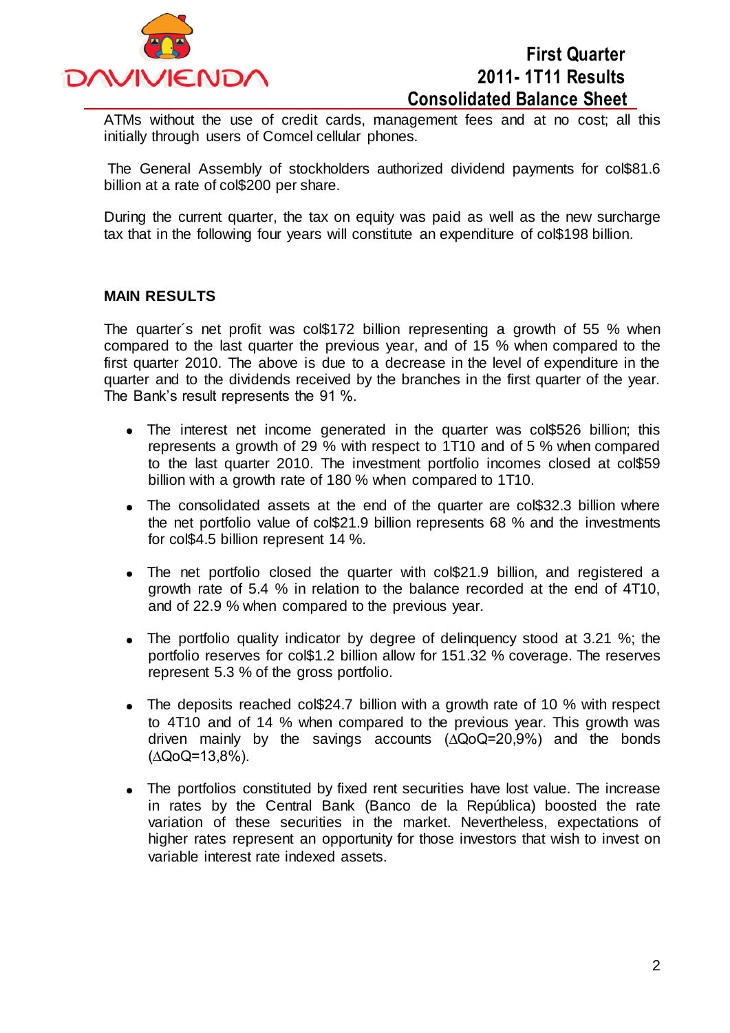ATMs without the use of credit cards, management fees and at no cost; all this initially through users of Comcel cellular phones.

The General Assembly of stockholders authorized dividend payments for col$81.6 billion at a rate of col$200 per share.

During the current quarter, the tax on equity was paid as well as the new surcharge tax that in the following four years will constitute an expenditure of col$198 billion.

**MAIN RESULTS**

The quarter´s net profit was col$172 billion representing a growth of 55 % when compared to the last quarter the previous year, and of 15 % when compared to the first quarter 2010. The above is due to a decrease in the level of expenditure in the quarter and to the dividends received by the branches in the first quarter of the year. The Bank's result represents the 91 %.

- The interest net income generated in the quarter was col$526 billion; this represents a growth of 29 % with respect to 1T10 and of 5 % when compared to the last quarter 2010. The investment portfolio incomes closed at col$59 billion with a growth rate of 180 % when compared to 1T10.
- The consolidated assets at the end of the quarter are col$32.3 billion where the net portfolio value of col$21.9 billion represents 68 % and the investments for col$4.5 billion represent 14 %.
- The net portfolio closed the quarter with col$21.9 billion, and registered a growth rate of 5.4 % in relation to the balance recorded at the end of 4T10, and of 22.9 % when compared to the previous year.
- The portfolio quality indicator by degree of delinquency stood at 3.21 %; the portfolio reserves for col$1.2 billion allow for 151.32 % coverage. The reserves represent 5.3 % of the gross portfolio.
- The deposits reached col$24.7 billion with a growth rate of 10 % with respect to 4T10 and of 14 % when compared to the previous year. This growth was driven mainly by the savings accounts (∆QoQ=20,9%) and the bonds (∆QoQ=13,8%).
- The portfolios constituted by fixed rent securities have lost value. The increase in rates by the Central Bank (Banco de la República) boosted the rate variation of these securities in the market. Nevertheless, expectations of higher rates represent an opportunity for those investors that wish to invest on variable interest rate indexed assets.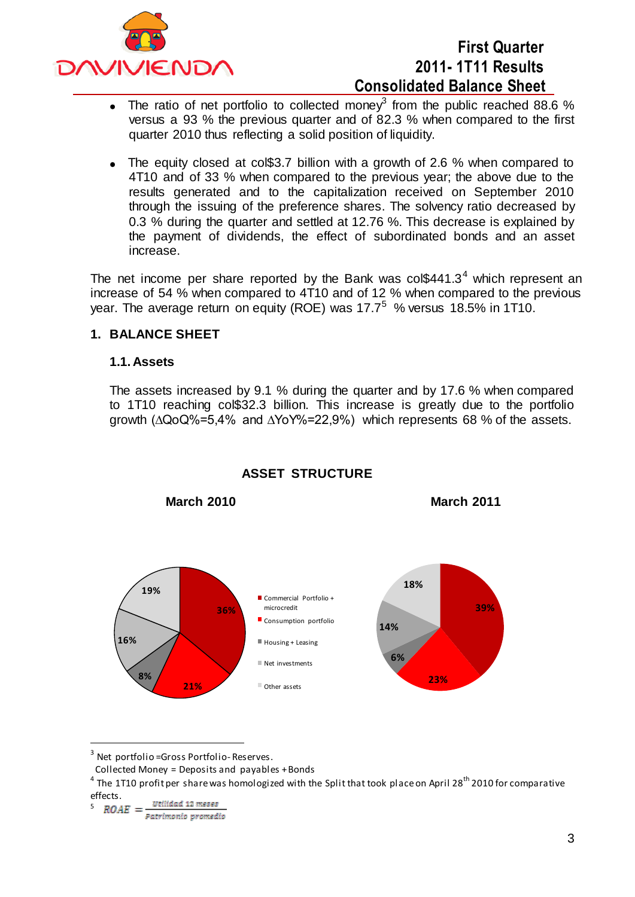- The ratio of net portfolio to collected money[3] from the public reached 88.6 % versus a 93 % the previous quarter and of 82.3 % when compared to the first quarter 2010 thus reflecting a solid position of liquidity.

- The equity closed at col$3.7 billion with a growth of 2.6 % when compared to 4T10 and of 33 % when compared to the previous year; the above due to the results generated and to the capitalization received on September 2010 through the issuing of the preference shares. The solvency ratio decreased by 0.3 % during the quarter and settled at 12.76 %. This decrease is explained by the payment of dividends, the effect of subordinated bonds and an asset increase.

The net income per share reported by the Bank was col$441.3[4] which represent an increase of 54 % when compared to 4T10 and of 12 % when compared to the previous year. The average return on equity (ROE) was 17.7[5] % versus 18.5% in 1T10.

## 1. BALANCE SHEET

### 1.1. Assets

The assets increased by 9.1 % during the quarter and by 17.6 % when compared to 1T10 reaching col$32.3 billion. This increase is greatly due to the portfolio growth (∆QoQ%=5,4% and ∆YoY%=22,9%) which represents 68 % of the assets.

**ASSET STRUCTURE**

| | March 2010 | March 2011 |
|---|---|---|
| Commercial Portfolio + microcredit | 36% | 39% |
| Consumption portfolio | 21% | 23% |
| Housing + Leasing | 8% | 6% |
| Net investments | 16% | 14% |
| Other assets | 19% | 18% |

---

[3] Net portfolio =Gross Portfolio- Reserves.
Collected Money = Deposits and payables + Bonds

[4] The 1T10 profit per share was homologized with the Split that took place on April 28th 2010 for comparative effects.

[5] $ROAE = \frac{\text{Utilidad 12 meses}}{\text{Patrimonio promedio}}$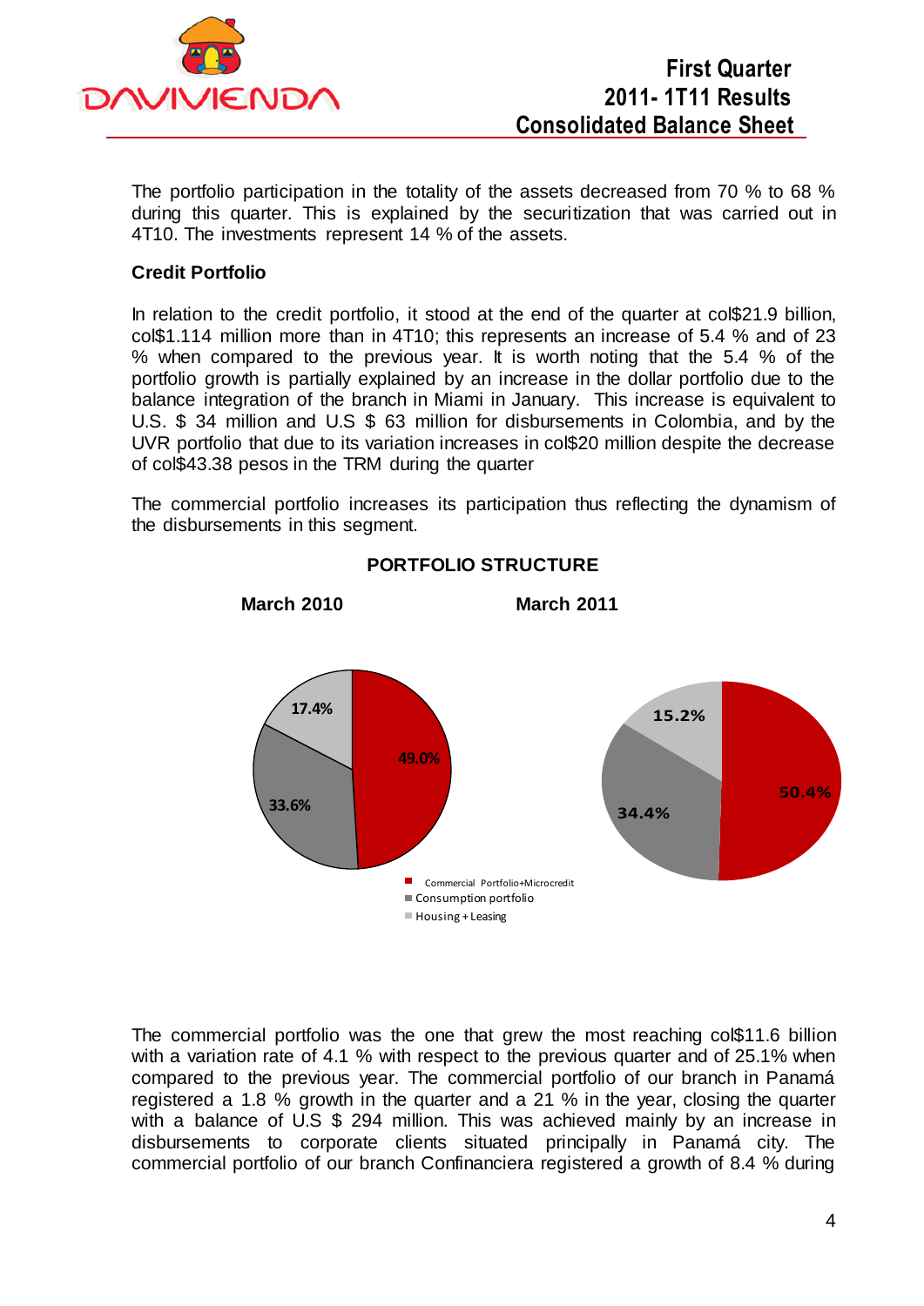The portfolio participation in the totality of the assets decreased from 70 % to 68 % during this quarter. This is explained by the securitization that was carried out in 4T10. The investments represent 14 % of the assets.

**Credit Portfolio**

In relation to the credit portfolio, it stood at the end of the quarter at col$21.9 billion, col$1.114 million more than in 4T10; this represents an increase of 5.4 % and of 23 % when compared to the previous year. It is worth noting that the 5.4 % of the portfolio growth is partially explained by an increase in the dollar portfolio due to the balance integration of the branch in Miami in January. This increase is equivalent to U.S. $ 34 million and U.S $ 63 million for disbursements in Colombia, and by the UVR portfolio that due to its variation increases in col$20 million despite the decrease of col$43.38 pesos in the TRM during the quarter

The commercial portfolio increases its participation thus reflecting the dynamism of the disbursements in this segment.

**PORTFOLIO STRUCTURE**

| | March 2010 | March 2011 |
|---|---|---|
| Commercial Portfolio+Microcredit | 49.0% | 50.4% |
| Consumption portfolio | 33.6% | 34.4% |
| Housing + Leasing | 17.4% | 15.2% |

The commercial portfolio was the one that grew the most reaching col$11.6 billion with a variation rate of 4.1 % with respect to the previous quarter and of 25.1% when compared to the previous year. The commercial portfolio of our branch in Panamá registered a 1.8 % growth in the quarter and a 21 % in the year, closing the quarter with a balance of U.S $ 294 million. This was achieved mainly by an increase in disbursements to corporate clients situated principally in Panamá city. The commercial portfolio of our branch Confinanciera registered a growth of 8.4 % during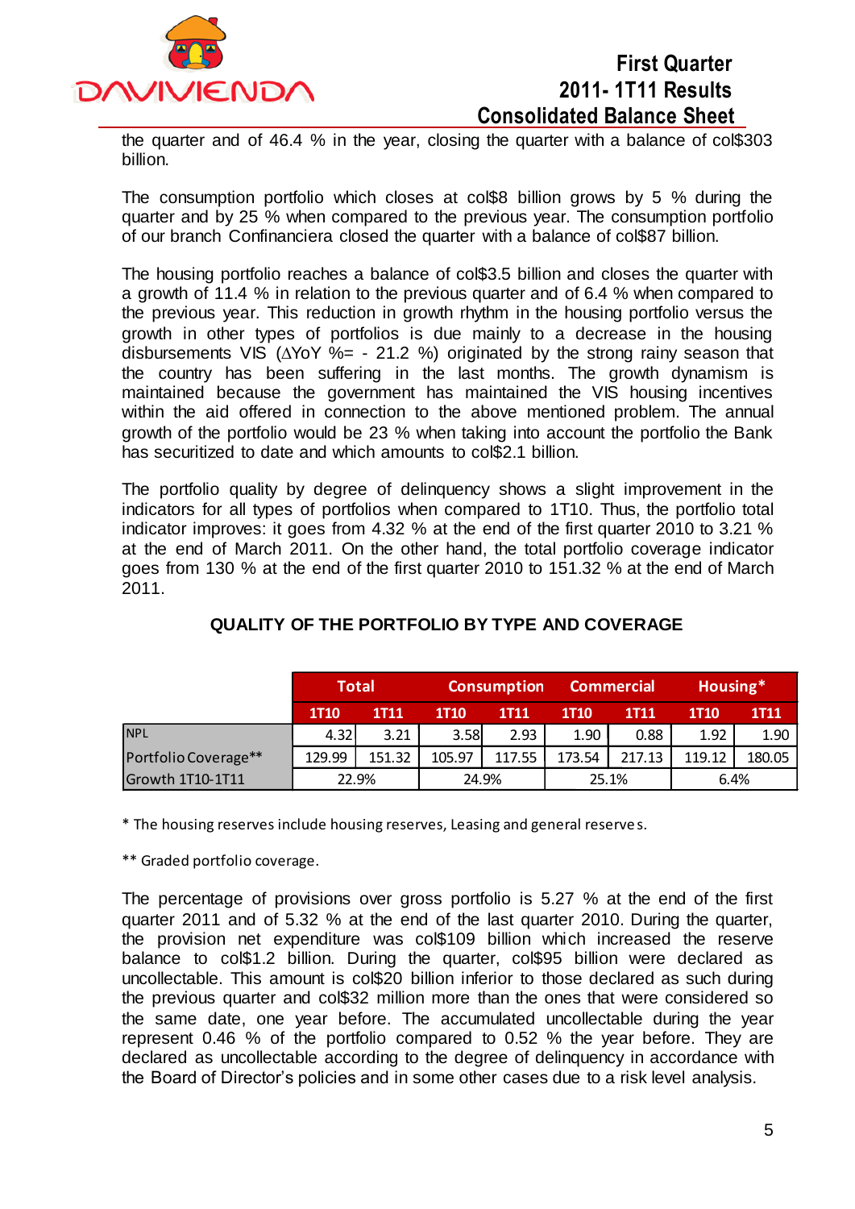the quarter and of 46.4 % in the year, closing the quarter with a balance of col$303 billion.

The consumption portfolio which closes at col$8 billion grows by 5 % during the quarter and by 25 % when compared to the previous year. The consumption portfolio of our branch Confinanciera closed the quarter with a balance of col$87 billion.

The housing portfolio reaches a balance of col$3.5 billion and closes the quarter with a growth of 11.4 % in relation to the previous quarter and of 6.4 % when compared to the previous year. This reduction in growth rhythm in the housing portfolio versus the growth in other types of portfolios is due mainly to a decrease in the housing disbursements VIS (∆YoY %= - 21.2 %) originated by the strong rainy season that the country has been suffering in the last months. The growth dynamism is maintained because the government has maintained the VIS housing incentives within the aid offered in connection to the above mentioned problem. The annual growth of the portfolio would be 23 % when taking into account the portfolio the Bank has securitized to date and which amounts to col$2.1 billion.

The portfolio quality by degree of delinquency shows a slight improvement in the indicators for all types of portfolios when compared to 1T10. Thus, the portfolio total indicator improves: it goes from 4.32 % at the end of the first quarter 2010 to 3.21 % at the end of March 2011. On the other hand, the total portfolio coverage indicator goes from 130 % at the end of the first quarter 2010 to 151.32 % at the end of March 2011.

**QUALITY OF THE PORTFOLIO BY TYPE AND COVERAGE**

| | Total | | Consumption | | Commercial | | Housing* | |
|---|---|---|---|---|---|---|---|---|
| | 1T10 | 1T11 | 1T10 | 1T11 | 1T10 | 1T11 | 1T10 | 1T11 |
| NPL | 4.32 | 3.21 | 3.58 | 2.93 | 1.90 | 0.88 | 1.92 | 1.90 |
| Portfolio Coverage** | 129.99 | 151.32 | 105.97 | 117.55 | 173.54 | 217.13 | 119.12 | 180.05 |
| Growth 1T10-1T11 | 22.9% | | 24.9% | | 25.1% | | 6.4% | |

\* The housing reserves include housing reserves, Leasing and general reserves.

\*\* Graded portfolio coverage.

The percentage of provisions over gross portfolio is 5.27 % at the end of the first quarter 2011 and of 5.32 % at the end of the last quarter 2010. During the quarter, the provision net expenditure was col$109 billion which increased the reserve balance to col$1.2 billion. During the quarter, col$95 billion were declared as uncollectable. This amount is col$20 billion inferior to those declared as such during the previous quarter and col$32 million more than the ones that were considered so the same date, one year before. The accumulated uncollectable during the year represent 0.46 % of the portfolio compared to 0.52 % the year before. They are declared as uncollectable according to the degree of delinquency in accordance with the Board of Director's policies and in some other cases due to a risk level analysis.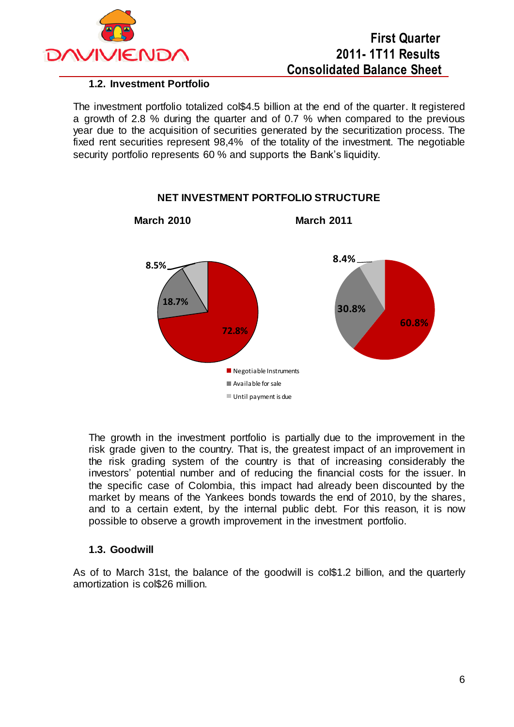### 1.2. Investment Portfolio

The investment portfolio totalized col$4.5 billion at the end of the quarter. It registered a growth of 2.8 % during the quarter and of 0.7 % when compared to the previous year due to the acquisition of securities generated by the securitization process. The fixed rent securities represent 98,4% of the totality of the investment. The negotiable security portfolio represents 60 % and supports the Bank's liquidity.

**NET INVESTMENT PORTFOLIO STRUCTURE**

| | March 2010 | March 2011 |
|---|---|---|
| Negotiable Instruments | 72.8% | 60.8% |
| Available for sale | 18.7% | 30.8% |
| Until payment is due | 8.5% | 8.4% |

The growth in the investment portfolio is partially due to the improvement in the risk grade given to the country. That is, the greatest impact of an improvement in the risk grading system of the country is that of increasing considerably the investors' potential number and of reducing the financial costs for the issuer. In the specific case of Colombia, this impact had already been discounted by the market by means of the Yankees bonds towards the end of 2010, by the shares, and to a certain extent, by the internal public debt. For this reason, it is now possible to observe a growth improvement in the investment portfolio.

### 1.3. Goodwill

As of to March 31st, the balance of the goodwill is col$1.2 billion, and the quarterly amortization is col$26 million.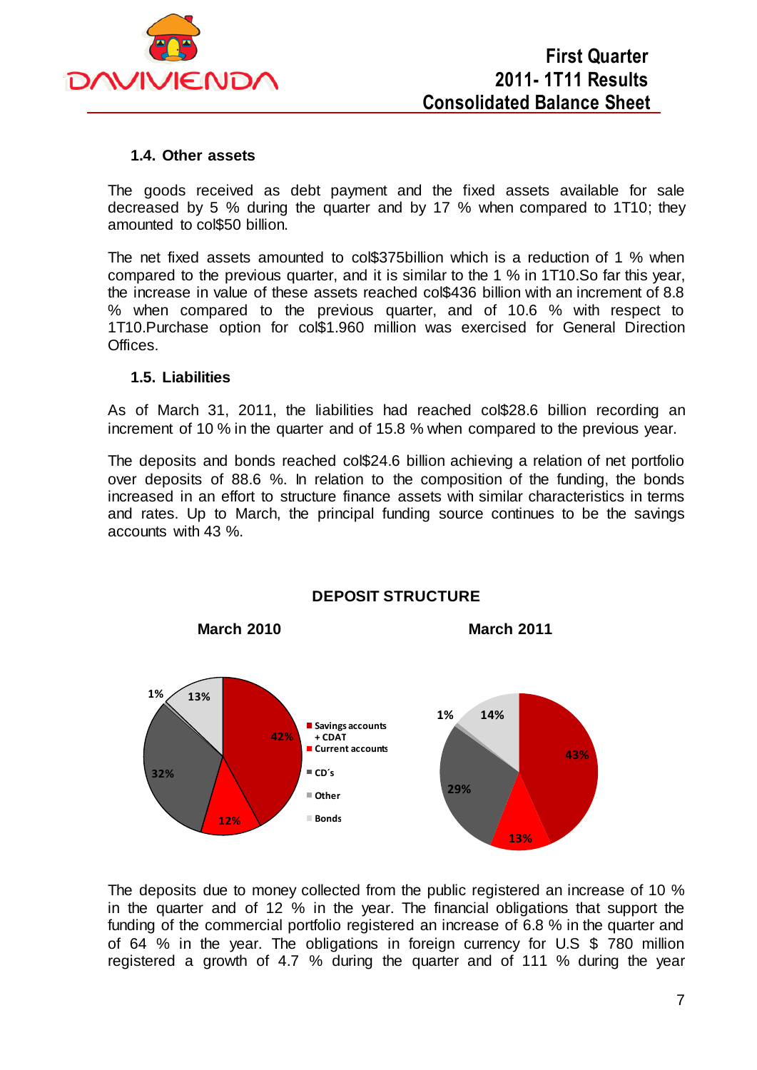### 1.4. Other assets

The goods received as debt payment and the fixed assets available for sale decreased by 5 % during the quarter and by 17 % when compared to 1T10; they amounted to col$50 billion.

The net fixed assets amounted to col$375billion which is a reduction of 1 % when compared to the previous quarter, and it is similar to the 1 % in 1T10.So far this year, the increase in value of these assets reached col$436 billion with an increment of 8.8 % when compared to the previous quarter, and of 10.6 % with respect to 1T10.Purchase option for col$1.960 million was exercised for General Direction Offices.

### 1.5. Liabilities

As of March 31, 2011, the liabilities had reached col$28.6 billion recording an increment of 10 % in the quarter and of 15.8 % when compared to the previous year.

The deposits and bonds reached col$24.6 billion achieving a relation of net portfolio over deposits of 88.6 %. In relation to the composition of the funding, the bonds increased in an effort to structure finance assets with similar characteristics in terms and rates. Up to March, the principal funding source continues to be the savings accounts with 43 %.

**DEPOSIT STRUCTURE**

| | March 2010 | March 2011 |
|---|---|---|
| Savings accounts + CDAT | 42% | 43% |
| Current accounts | 12% | 13% |
| CD´s | 32% | 29% |
| Other | 1% | 1% |
| Bonds | 13% | 14% |

The deposits due to money collected from the public registered an increase of 10 % in the quarter and of 12 % in the year. The financial obligations that support the funding of the commercial portfolio registered an increase of 6.8 % in the quarter and of 64 % in the year. The obligations in foreign currency for U.S $ 780 million registered a growth of 4.7 % during the quarter and of 111 % during the year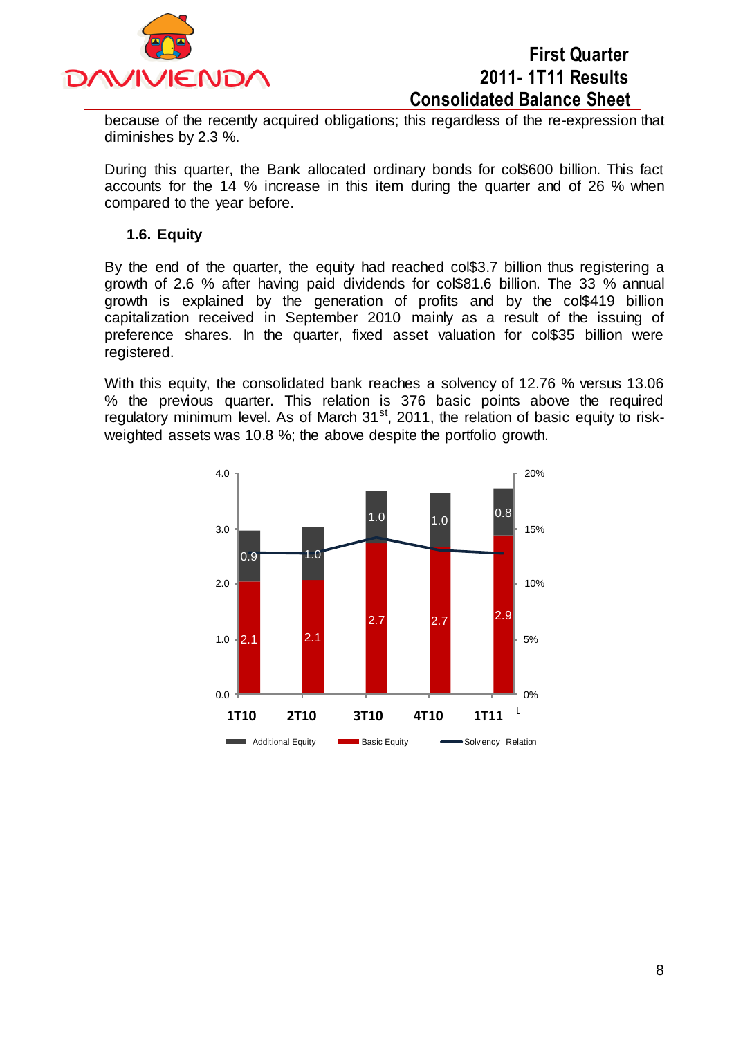because of the recently acquired obligations; this regardless of the re-expression that diminishes by 2.3 %.

During this quarter, the Bank allocated ordinary bonds for col$600 billion. This fact accounts for the 14 % increase in this item during the quarter and of 26 % when compared to the year before.

### 1.6. Equity

By the end of the quarter, the equity had reached col$3.7 billion thus registering a growth of 2.6 % after having paid dividends for col$81.6 billion. The 33 % annual growth is explained by the generation of profits and by the col$419 billion capitalization received in September 2010 mainly as a result of the issuing of preference shares. In the quarter, fixed asset valuation for col$35 billion were registered.

With this equity, the consolidated bank reaches a solvency of 12.76 % versus 13.06 % the previous quarter. This relation is 376 basic points above the required regulatory minimum level. As of March 31st, 2011, the relation of basic equity to risk-weighted assets was 10.8 %; the above despite the portfolio growth.

| | 1T10 | 2T10 | 3T10 | 4T10 | 1T11 |
|---|---|---|---|---|---|
| Additional Equity | 0.9 | 1.0 | 1.0 | 1.0 | 0.8 |
| Basic Equity | 2.1 | 2.1 | 2.7 | 2.7 | 2.9 |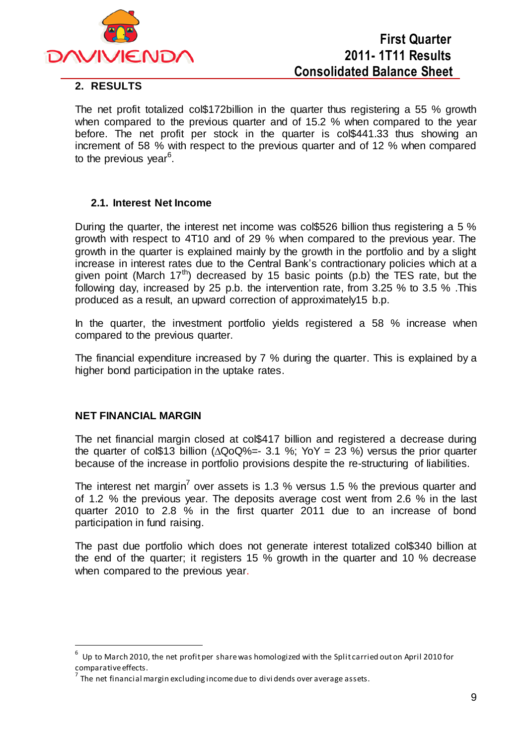## 2. RESULTS

The net profit totalized col$172billion in the quarter thus registering a 55 % growth when compared to the previous quarter and of 15.2 % when compared to the year before. The net profit per stock in the quarter is col$441.33 thus showing an increment of 58 % with respect to the previous quarter and of 12 % when compared to the previous year[6].

### 2.1. Interest Net Income

During the quarter, the interest net income was col$526 billion thus registering a 5 % growth with respect to 4T10 and of 29 % when compared to the previous year. The growth in the quarter is explained mainly by the growth in the portfolio and by a slight increase in interest rates due to the Central Bank's contractionary policies which at a given point (March 17th) decreased by 15 basic points (p.b) the TES rate, but the following day, increased by 25 p.b. the intervention rate, from 3.25 % to 3.5 % .This produced as a result, an upward correction of approximately15 b.p.

In the quarter, the investment portfolio yields registered a 58 % increase when compared to the previous quarter.

The financial expenditure increased by 7 % during the quarter. This is explained by a higher bond participation in the uptake rates.

### NET FINANCIAL MARGIN

The net financial margin closed at col$417 billion and registered a decrease during the quarter of col$13 billion (ΔQoQ%=- 3.1 %; YoY = 23 %) versus the prior quarter because of the increase in portfolio provisions despite the re-structuring of liabilities.

The interest net margin[7] over assets is 1.3 % versus 1.5 % the previous quarter and of 1.2 % the previous year. The deposits average cost went from 2.6 % in the last quarter 2010 to 2.8 % in the first quarter 2011 due to an increase of bond participation in fund raising.

The past due portfolio which does not generate interest totalized col$340 billion at the end of the quarter; it registers 15 % growth in the quarter and 10 % decrease when compared to the previous year.

---

[6] Up to March 2010, the net profit per share was homologized with the Split carried out on April 2010 for comparative effects.

[7] The net financial margin excluding income due to dividends over average assets.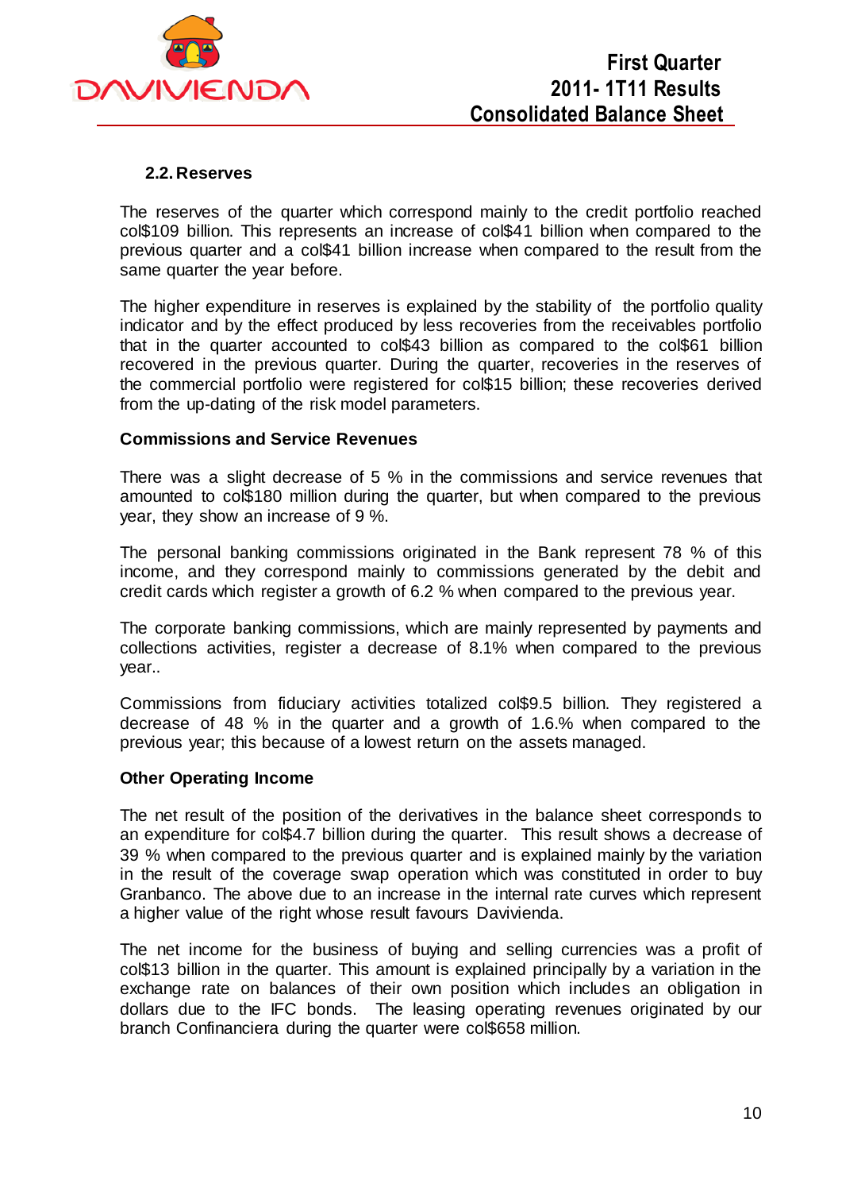### 2.2. Reserves

The reserves of the quarter which correspond mainly to the credit portfolio reached col$109 billion. This represents an increase of col$41 billion when compared to the previous quarter and a col$41 billion increase when compared to the result from the same quarter the year before.

The higher expenditure in reserves is explained by the stability of the portfolio quality indicator and by the effect produced by less recoveries from the receivables portfolio that in the quarter accounted to col$43 billion as compared to the col$61 billion recovered in the previous quarter. During the quarter, recoveries in the reserves of the commercial portfolio were registered for col$15 billion; these recoveries derived from the up-dating of the risk model parameters.

**Commissions and Service Revenues**

There was a slight decrease of 5 % in the commissions and service revenues that amounted to col$180 million during the quarter, but when compared to the previous year, they show an increase of 9 %.

The personal banking commissions originated in the Bank represent 78 % of this income, and they correspond mainly to commissions generated by the debit and credit cards which register a growth of 6.2 % when compared to the previous year.

The corporate banking commissions, which are mainly represented by payments and collections activities, register a decrease of 8.1% when compared to the previous year..

Commissions from fiduciary activities totalized col$9.5 billion. They registered a decrease of 48 % in the quarter and a growth of 1.6.% when compared to the previous year; this because of a lowest return on the assets managed.

**Other Operating Income**

The net result of the position of the derivatives in the balance sheet corresponds to an expenditure for col$4.7 billion during the quarter. This result shows a decrease of 39 % when compared to the previous quarter and is explained mainly by the variation in the result of the coverage swap operation which was constituted in order to buy Granbanco. The above due to an increase in the internal rate curves which represent a higher value of the right whose result favours Davivienda.

The net income for the business of buying and selling currencies was a profit of col$13 billion in the quarter. This amount is explained principally by a variation in the exchange rate on balances of their own position which includes an obligation in dollars due to the IFC bonds. The leasing operating revenues originated by our branch Confinanciera during the quarter were col$658 million.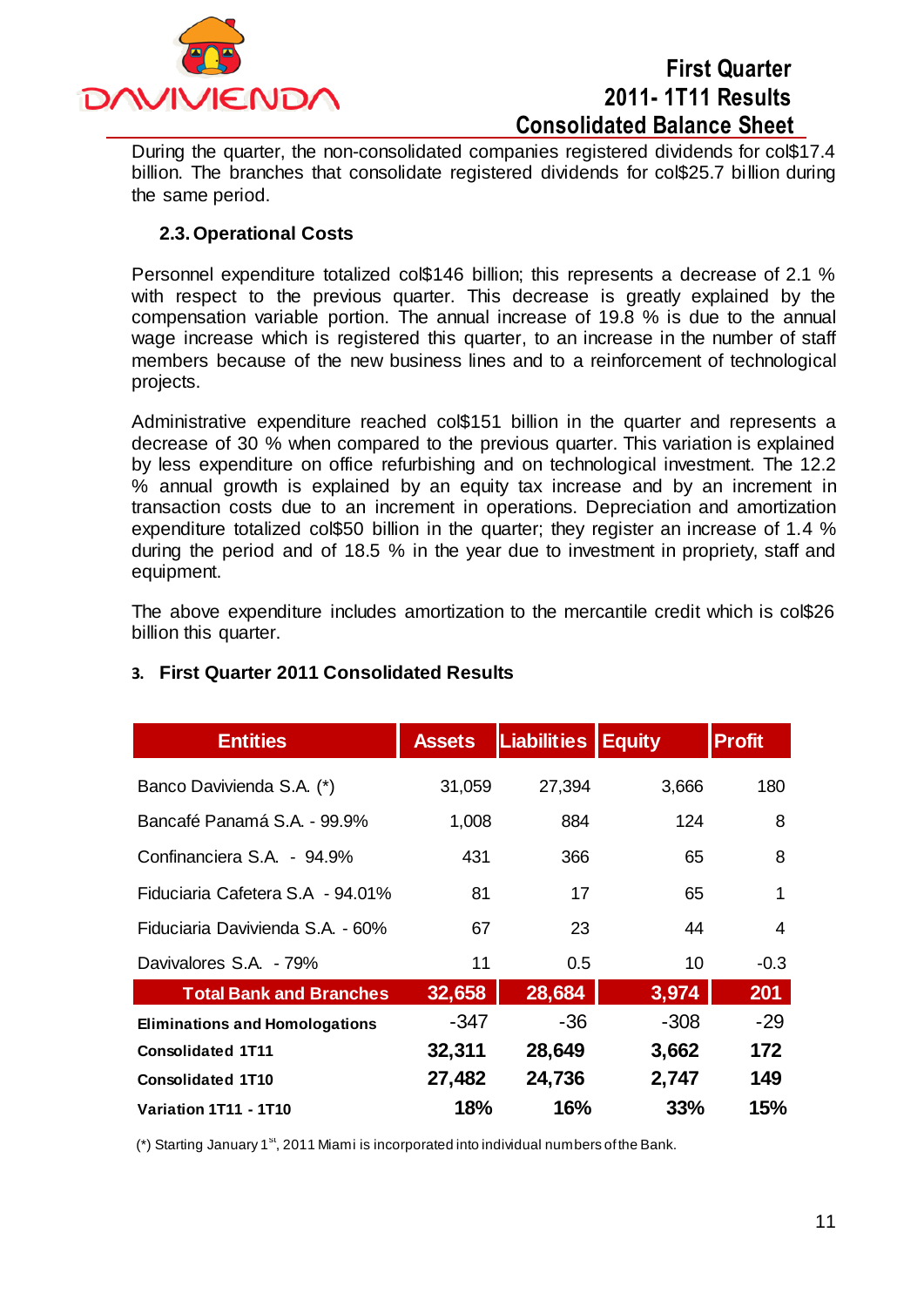During the quarter, the non-consolidated companies registered dividends for col$17.4 billion. The branches that consolidate registered dividends for col$25.7 billion during the same period.

### 2.3. Operational Costs

Personnel expenditure totalized col$146 billion; this represents a decrease of 2.1 % with respect to the previous quarter. This decrease is greatly explained by the compensation variable portion. The annual increase of 19.8 % is due to the annual wage increase which is registered this quarter, to an increase in the number of staff members because of the new business lines and to a reinforcement of technological projects.

Administrative expenditure reached col$151 billion in the quarter and represents a decrease of 30 % when compared to the previous quarter. This variation is explained by less expenditure on office refurbishing and on technological investment. The 12.2 % annual growth is explained by an equity tax increase and by an increment in transaction costs due to an increment in operations. Depreciation and amortization expenditure totalized col$50 billion in the quarter; they register an increase of 1.4 % during the period and of 18.5 % in the year due to investment in propriety, staff and equipment.

The above expenditure includes amortization to the mercantile credit which is col$26 billion this quarter.

## 3. First Quarter 2011 Consolidated Results

| Entities | Assets | Liabilities | Equity | Profit |
|---|---|---|---|---|
| Banco Davivienda S.A. (*) | 31,059 | 27,394 | 3,666 | 180 |
| Bancafé Panamá S.A. - 99.9% | 1,008 | 884 | 124 | 8 |
| Confinanciera S.A. - 94.9% | 431 | 366 | 65 | 8 |
| Fiduciaria Cafetera S.A - 94.01% | 81 | 17 | 65 | 1 |
| Fiduciaria Davivienda S.A. - 60% | 67 | 23 | 44 | 4 |
| Davivalores S.A. - 79% | 11 | 0.5 | 10 | -0.3 |
| **Total Bank and Branches** | **32,658** | **28,684** | **3,974** | **201** |
| **Eliminations and Homologations** | -347 | -36 | -308 | -29 |
| **Consolidated 1T11** | **32,311** | **28,649** | **3,662** | **172** |
| **Consolidated 1T10** | **27,482** | **24,736** | **2,747** | **149** |
| **Variation 1T11 - 1T10** | **18%** | **16%** | **33%** | **15%** |

(*) Starting January 1st, 2011 Miami is incorporated into individual numbers of the Bank.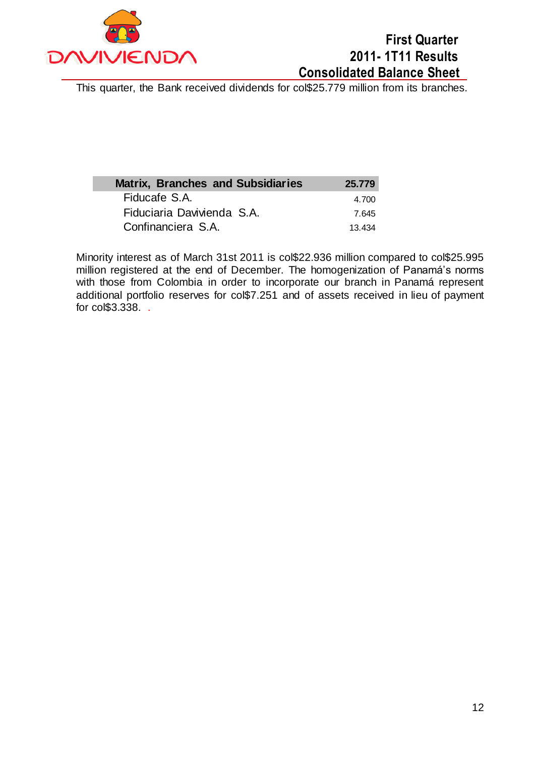This quarter, the Bank received dividends for col$25.779 million from its branches.

| Matrix, Branches and Subsidiaries | 25.779 |
| --- | --- |
| Fiducafe S.A. | 4.700 |
| Fiduciaria Davivienda S.A. | 7.645 |
| Confinanciera S.A. | 13.434 |

Minority interest as of March 31st 2011 is col$22.936 million compared to col$25.995 million registered at the end of December. The homogenization of Panamá's norms with those from Colombia in order to incorporate our branch in Panamá represent additional portfolio reserves for col$7.251 and of assets received in lieu of payment for col$3.338. .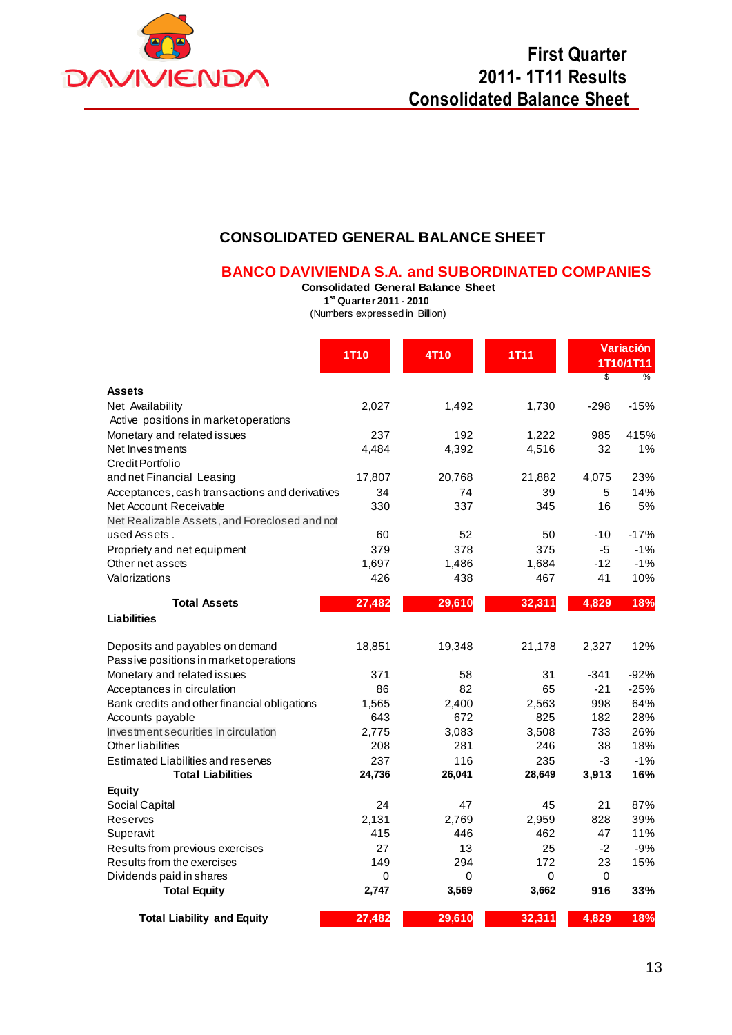# First Quarter 2011- 1T11 Results Consolidated Balance Sheet

## CONSOLIDATED GENERAL BALANCE SHEET

### BANCO DAVIVIENDA S.A. and SUBORDINATED COMPANIES

**Consolidated General Balance Sheet**
**1st Quarter 2011 - 2010**
(Numbers expressed in Billion)

| | 1T10 | 4T10 | 1T11 | Variación 1T10/1T11 | |
|---|---|---|---|---|---|
| | | | | $ | % |
| **Assets** | | | | | |
| Net Availability | 2,027 | 1,492 | 1,730 | -298 | -15% |
| Active positions in market operations | | | | | |
| Monetary and related issues | 237 | 192 | 1,222 | 985 | 415% |
| Net Investments | 4,484 | 4,392 | 4,516 | 32 | 1% |
| Credit Portfolio and net Financial Leasing | 17,807 | 20,768 | 21,882 | 4,075 | 23% |
| Acceptances, cash transactions and derivatives | 34 | 74 | 39 | 5 | 14% |
| Net Account Receivable | 330 | 337 | 345 | 16 | 5% |
| Net Realizable Assets, and Foreclosed and not used Assets . | 60 | 52 | 50 | -10 | -17% |
| Propriety and net equipment | 379 | 378 | 375 | -5 | -1% |
| Other net assets | 1,697 | 1,486 | 1,684 | -12 | -1% |
| Valorizations | 426 | 438 | 467 | 41 | 10% |
| **Total Assets** | **27,482** | **29,610** | **32,311** | **4,829** | **18%** |
| **Liabilities** | | | | | |
| Deposits and payables on demand | 18,851 | 19,348 | 21,178 | 2,327 | 12% |
| Passive positions in market operations | | | | | |
| Monetary and related issues | 371 | 58 | 31 | -341 | -92% |
| Acceptances in circulation | 86 | 82 | 65 | -21 | -25% |
| Bank credits and other financial obligations | 1,565 | 2,400 | 2,563 | 998 | 64% |
| Accounts payable | 643 | 672 | 825 | 182 | 28% |
| Investment securities in circulation | 2,775 | 3,083 | 3,508 | 733 | 26% |
| Other liabilities | 208 | 281 | 246 | 38 | 18% |
| Estimated Liabilities and reserves | 237 | 116 | 235 | -3 | -1% |
| **Total Liabilities** | **24,736** | **26,041** | **28,649** | **3,913** | **16%** |
| **Equity** | | | | | |
| Social Capital | 24 | 47 | 45 | 21 | 87% |
| Reserves | 2,131 | 2,769 | 2,959 | 828 | 39% |
| Superavit | 415 | 446 | 462 | 47 | 11% |
| Results from previous exercises | 27 | 13 | 25 | -2 | -9% |
| Results from the exercises | 149 | 294 | 172 | 23 | 15% |
| Dividends paid in shares | 0 | 0 | 0 | 0 | |
| **Total Equity** | **2,747** | **3,569** | **3,662** | **916** | **33%** |
| **Total Liability and Equity** | **27,482** | **29,610** | **32,311** | **4,829** | **18%** |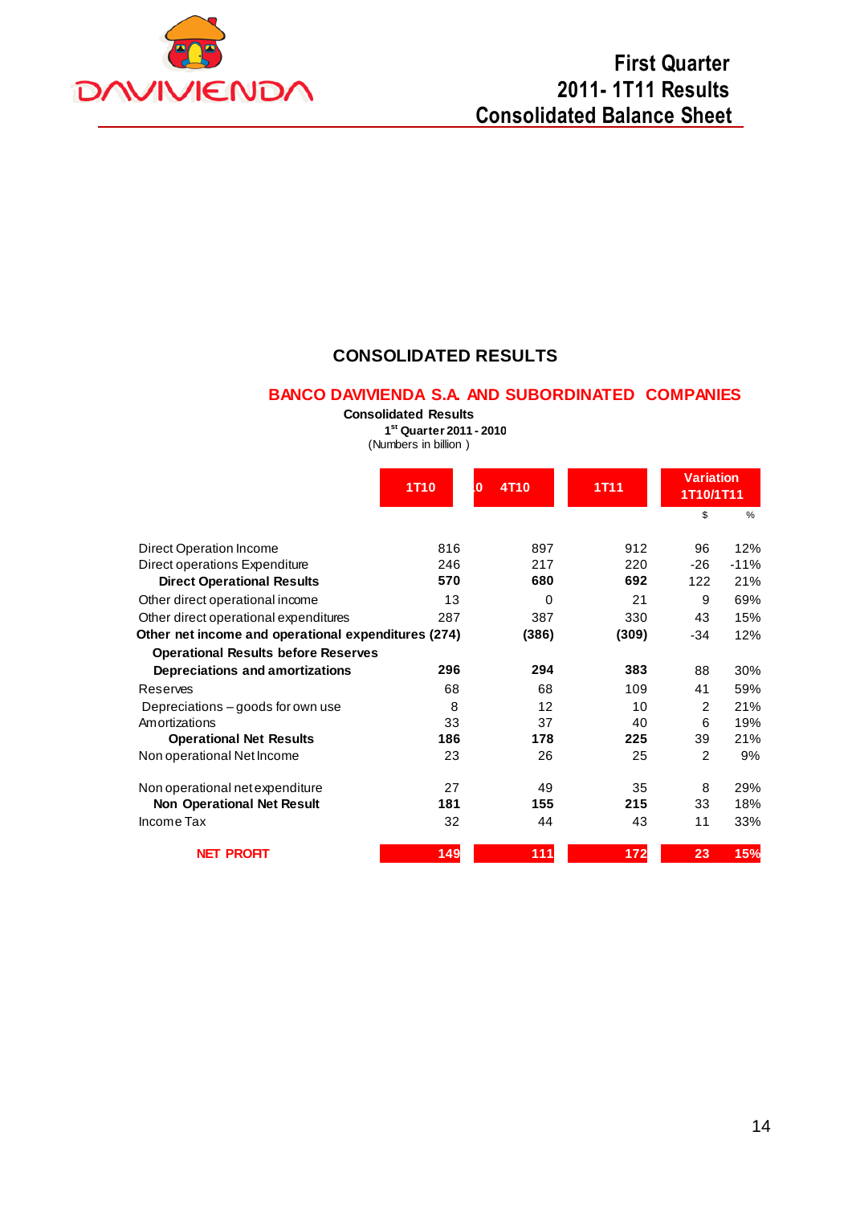# First Quarter 2011- 1T11 Results Consolidated Balance Sheet

## CONSOLIDATED RESULTS

### BANCO DAVIVIENDA S.A. AND SUBORDINATED COMPANIES

**Consolidated Results**

**1st Quarter 2011 - 2010**

(Numbers in billion )

| | 1T10 | 4T10 | 1T11 | Variation 1T10/1T11 | |
|---|---|---|---|---|---|
| | | | | $ | % |
| Direct Operation Income | 816 | 897 | 912 | 96 | 12% |
| Direct operations Expenditure | 246 | 217 | 220 | -26 | -11% |
| **Direct Operational Results** | **570** | **680** | **692** | 122 | 21% |
| Other direct operational income | 13 | 0 | 21 | 9 | 69% |
| Other direct operational expenditures | 287 | 387 | 330 | 43 | 15% |
| **Other net income and operational expenditures** | **(274)** | **(386)** | **(309)** | -34 | 12% |
| **Operational Results before Reserves Depreciations and amortizations** | **296** | **294** | **383** | 88 | 30% |
| Reserves | 68 | 68 | 109 | 41 | 59% |
| Depreciations – goods for own use | 8 | 12 | 10 | 2 | 21% |
| Amortizations | 33 | 37 | 40 | 6 | 19% |
| **Operational Net Results** | **186** | **178** | **225** | 39 | 21% |
| Non operational Net Income | 23 | 26 | 25 | 2 | 9% |
| Non operational net expenditure | 27 | 49 | 35 | 8 | 29% |
| **Non Operational Net Result** | **181** | **155** | **215** | 33 | 18% |
| Income Tax | 32 | 44 | 43 | 11 | 33% |
| **NET PROFIT** | **149** | **111** | **172** | **23** | **15%** |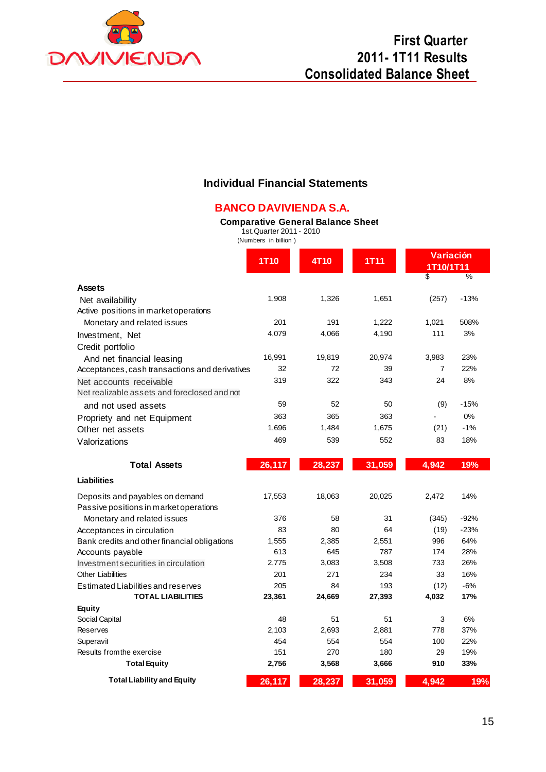DAVIVIENDA

# First Quarter 2011- 1T11 Results Consolidated Balance Sheet

## Individual Financial Statements

### BANCO DAVIVIENDA S.A.

**Comparative General Balance Sheet**
1st.Quarter 2011 - 2010
(Numbers in billion )

| | 1T10 | 4T10 | 1T11 | Variación 1T10/1T11 | |
|---|---|---|---|---|---|
| | | | | $ | % |
| **Assets** | | | | | |
| Net availability | 1,908 | 1,326 | 1,651 | (257) | -13% |
| Active positions in market operations | | | | | |
| Monetary and related issues | 201 | 191 | 1,222 | 1,021 | 508% |
| Investment, Net | 4,079 | 4,066 | 4,190 | 111 | 3% |
| Credit portfolio | | | | | |
| And net financial leasing | 16,991 | 19,819 | 20,974 | 3,983 | 23% |
| Acceptances, cash transactions and derivatives | 32 | 72 | 39 | 7 | 22% |
| Net accounts receivable | 319 | 322 | 343 | 24 | 8% |
| Net realizable assets and foreclosed and not | | | | | |
| and not used assets | 59 | 52 | 50 | (9) | -15% |
| Propriety and net Equipment | 363 | 365 | 363 | - | 0% |
| Other net assets | 1,696 | 1,484 | 1,675 | (21) | -1% |
| Valorizations | 469 | 539 | 552 | 83 | 18% |
| **Total Assets** | **26,117** | **28,237** | **31,059** | **4,942** | **19%** |
| **Liabilities** | | | | | |
| Deposits and payables on demand | 17,553 | 18,063 | 20,025 | 2,472 | 14% |
| Passive positions in market operations | | | | | |
| Monetary and related issues | 376 | 58 | 31 | (345) | -92% |
| Acceptances in circulation | 83 | 80 | 64 | (19) | -23% |
| Bank credits and other financial obligations | 1,555 | 2,385 | 2,551 | 996 | 64% |
| Accounts payable | 613 | 645 | 787 | 174 | 28% |
| Investment securities in circulation | 2,775 | 3,083 | 3,508 | 733 | 26% |
| Other Liabilities | 201 | 271 | 234 | 33 | 16% |
| Estimated Liabilities and reserves | 205 | 84 | 193 | (12) | -6% |
| **TOTAL LIABILITIES** | **23,361** | **24,669** | **27,393** | **4,032** | **17%** |
| **Equity** | | | | | |
| Social Capital | 48 | 51 | 51 | 3 | 6% |
| Reserves | 2,103 | 2,693 | 2,881 | 778 | 37% |
| Superavit | 454 | 554 | 554 | 100 | 22% |
| Results from the exercise | 151 | 270 | 180 | 29 | 19% |
| **Total Equity** | **2,756** | **3,568** | **3,666** | **910** | **33%** |
| **Total Liability and Equity** | **26,117** | **28,237** | **31,059** | **4,942** | **19%** |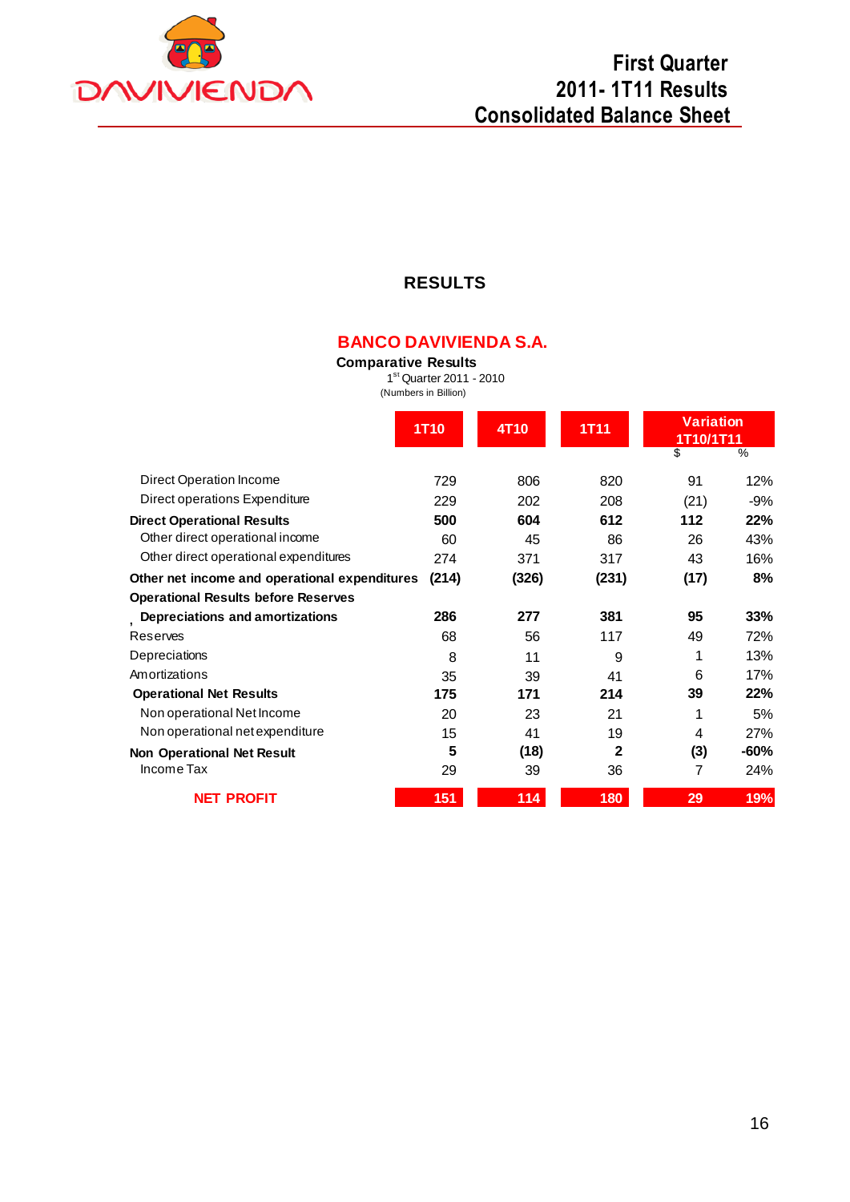# First Quarter 2011- 1T11 Results Consolidated Balance Sheet

## RESULTS

### BANCO DAVIVIENDA S.A.

**Comparative Results**

1st Quarter 2011 - 2010

(Numbers in Billion)

| | 1T10 | 4T10 | 1T11 | Variation 1T10/1T11 $ | % |
|---|---|---|---|---|---|
| Direct Operation Income | 729 | 806 | 820 | 91 | 12% |
| Direct operations Expenditure | 229 | 202 | 208 | (21) | -9% |
| **Direct Operational Results** | **500** | **604** | **612** | **112** | **22%** |
| Other direct operational income | 60 | 45 | 86 | 26 | 43% |
| Other direct operational expenditures | 274 | 371 | 317 | 43 | 16% |
| **Other net income and operational expenditures** | **(214)** | **(326)** | **(231)** | **(17)** | **8%** |
| **Operational Results before Reserves** | | | | | |
| **, Depreciations and amortizations** | **286** | **277** | **381** | **95** | **33%** |
| Reserves | 68 | 56 | 117 | 49 | 72% |
| Depreciations | 8 | 11 | 9 | 1 | 13% |
| Amortizations | 35 | 39 | 41 | 6 | 17% |
| **Operational Net Results** | **175** | **171** | **214** | **39** | **22%** |
| Non operational Net Income | 20 | 23 | 21 | 1 | 5% |
| Non operational net expenditure | 15 | 41 | 19 | 4 | 27% |
| **Non Operational Net Result** | **5** | **(18)** | **2** | **(3)** | **-60%** |
| Income Tax | 29 | 39 | 36 | 7 | 24% |
| **NET PROFIT** | **151** | **114** | **180** | **29** | **19%** |